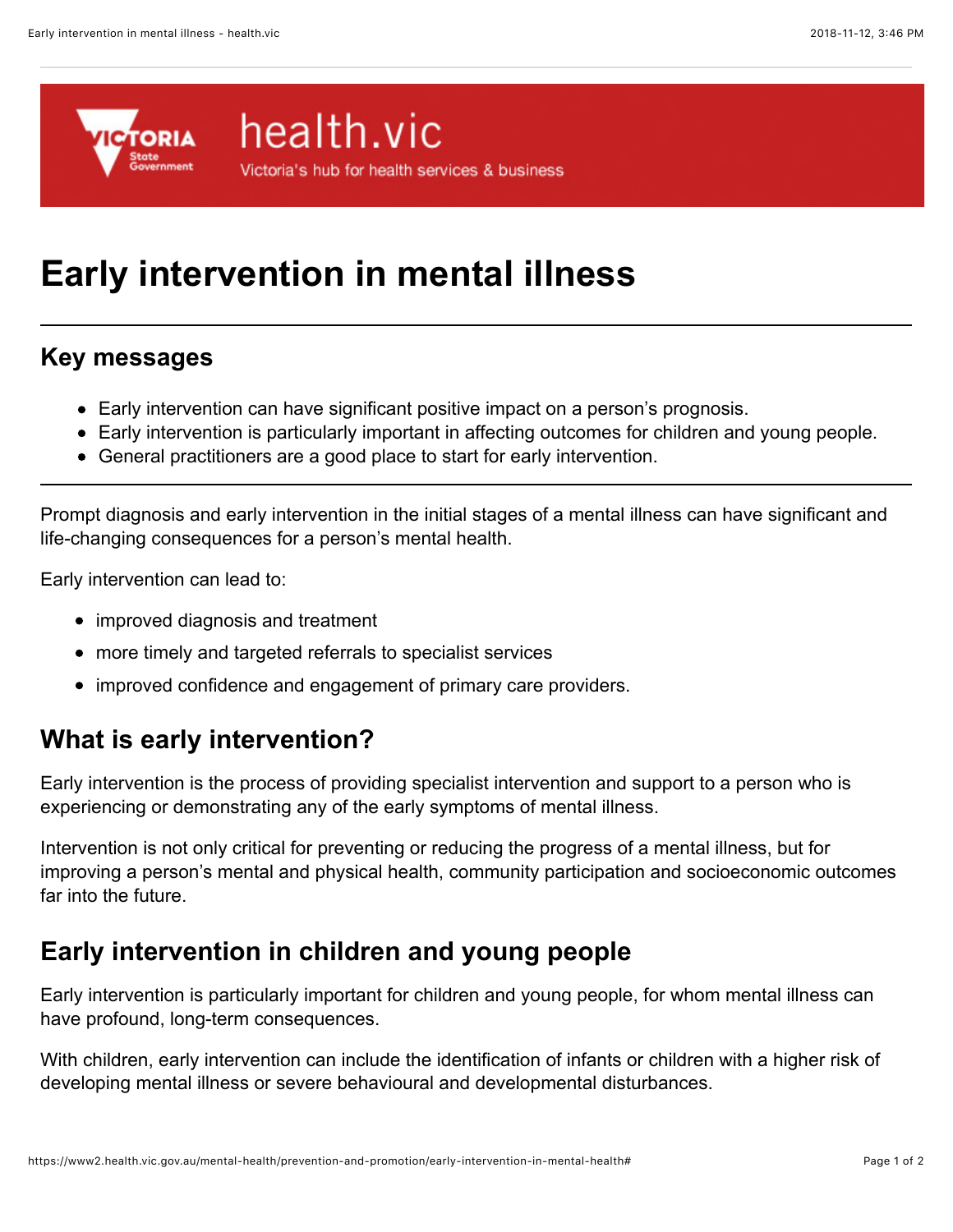# Early intervention in mental illness

## Key messages

- Early intervention can have significant positive impact on a person's prognosis.
- Early intervention is particularly important in affecting outcomes for children and young people.
- General practitioners are a good place to start for early intervention.

---

Prompt diagnosis and early intervention in the initial stages of a mental illness can have significant and life-changing consequences for a person's mental health.

Early intervention can lead to:

- improved diagnosis and treatment
- more timely and targeted referrals to specialist services
- improved confidence and engagement of primary care providers.

## What is early intervention?

Early intervention is the process of providing specialist intervention and support to a person who is experiencing or demonstrating any of the early symptoms of mental illness.

Intervention is not only critical for preventing or reducing the progress of a mental illness, but for improving a person's mental and physical health, community participation and socioeconomic outcomes far into the future.

## Early intervention in children and young people

Early intervention is particularly important for children and young people, for whom mental illness can have profound, long-term consequences.

With children, early intervention can include the identification of infants or children with a higher risk of developing mental illness or severe behavioural and developmental disturbances.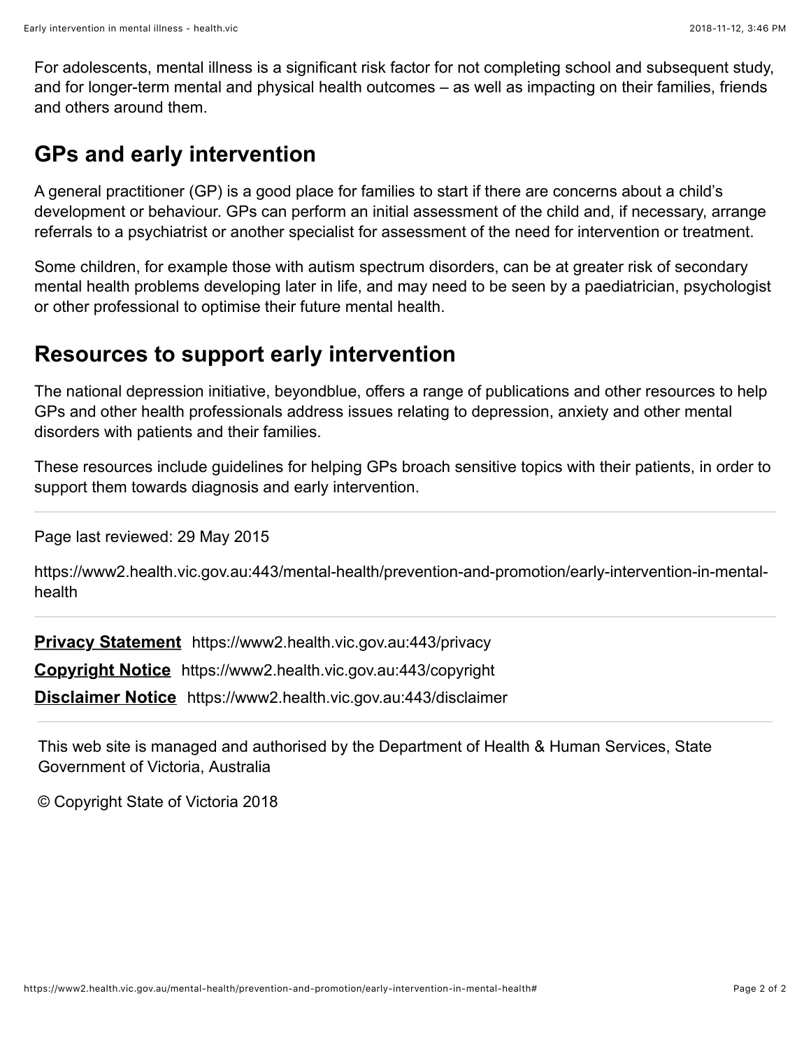For adolescents, mental illness is a significant risk factor for not completing school and subsequent study, and for longer-term mental and physical health outcomes – as well as impacting on their families, friends and others around them.

## GPs and early intervention

A general practitioner (GP) is a good place for families to start if there are concerns about a child's development or behaviour. GPs can perform an initial assessment of the child and, if necessary, arrange referrals to a psychiatrist or another specialist for assessment of the need for intervention or treatment.

Some children, for example those with autism spectrum disorders, can be at greater risk of secondary mental health problems developing later in life, and may need to be seen by a paediatrician, psychologist or other professional to optimise their future mental health.

## Resources to support early intervention

The national depression initiative, beyondblue, offers a range of publications and other resources to help GPs and other health professionals address issues relating to depression, anxiety and other mental disorders with patients and their families.

These resources include guidelines for helping GPs broach sensitive topics with their patients, in order to support them towards diagnosis and early intervention.

---

Page last reviewed: 29 May 2015

https://www2.health.vic.gov.au:443/mental-health/prevention-and-promotion/early-intervention-in-mental-health

---

**Privacy Statement** https://www2.health.vic.gov.au:443/privacy

**Copyright Notice** https://www2.health.vic.gov.au:443/copyright

**Disclaimer Notice** https://www2.health.vic.gov.au:443/disclaimer

---

This web site is managed and authorised by the Department of Health & Human Services, State Government of Victoria, Australia

© Copyright State of Victoria 2018